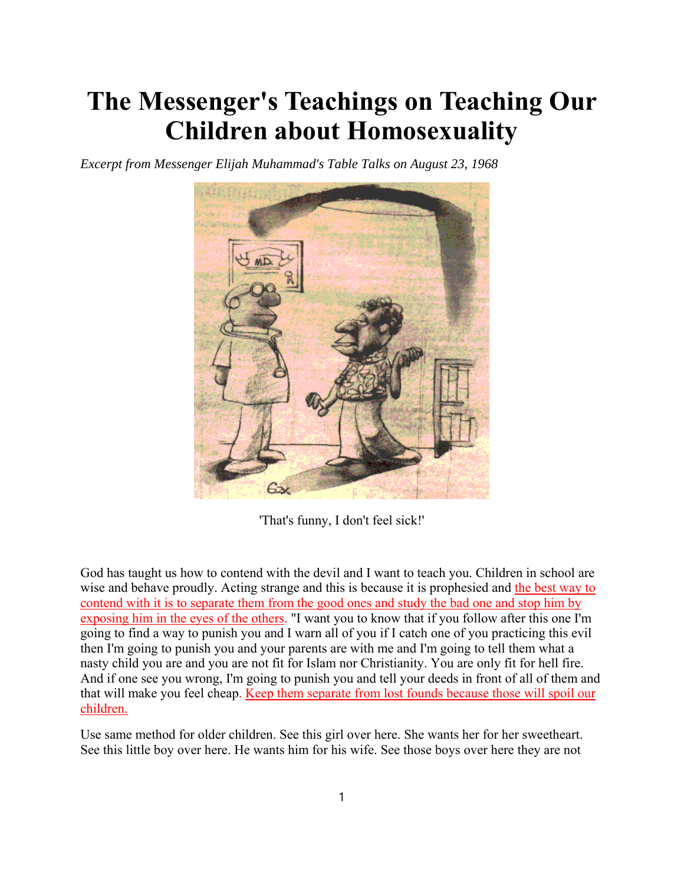# The Messenger's Teachings on Teaching Our Children about Homosexuality

*Excerpt from Messenger Elijah Muhammad's Table Talks on August 23, 1968*

'That's funny, I don't feel sick!'

God has taught us how to contend with the devil and I want to teach you. Children in school are wise and behave proudly. Acting strange and this is because it is prophesied and the best way to contend with it is to separate them from the good ones and study the bad one and stop him by exposing him in the eyes of the others. "I want you to know that if you follow after this one I'm going to find a way to punish you and I warn all of you if I catch one of you practicing this evil then I'm going to punish you and your parents are with me and I'm going to tell them what a nasty child you are and you are not fit for Islam nor Christianity. You are only fit for hell fire. And if one see you wrong, I'm going to punish you and tell your deeds in front of all of them and that will make you feel cheap. Keep them separate from lost founds because those will spoil our children.

Use same method for older children. See this girl over here. She wants her for her sweetheart. See this little boy over here. He wants him for his wife. See those boys over here they are not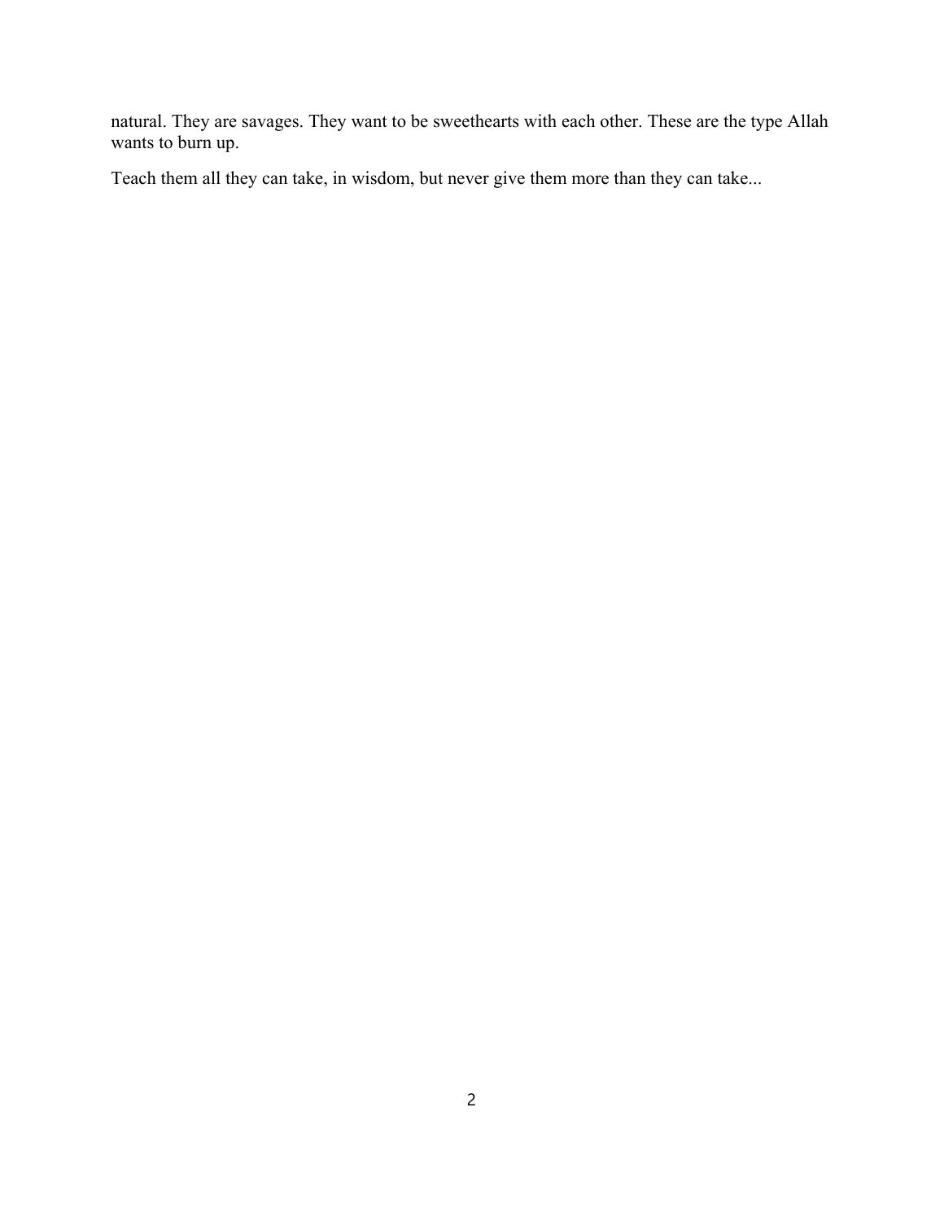natural. They are savages. They want to be sweethearts with each other. These are the type Allah wants to burn up.

Teach them all they can take, in wisdom, but never give them more than they can take...